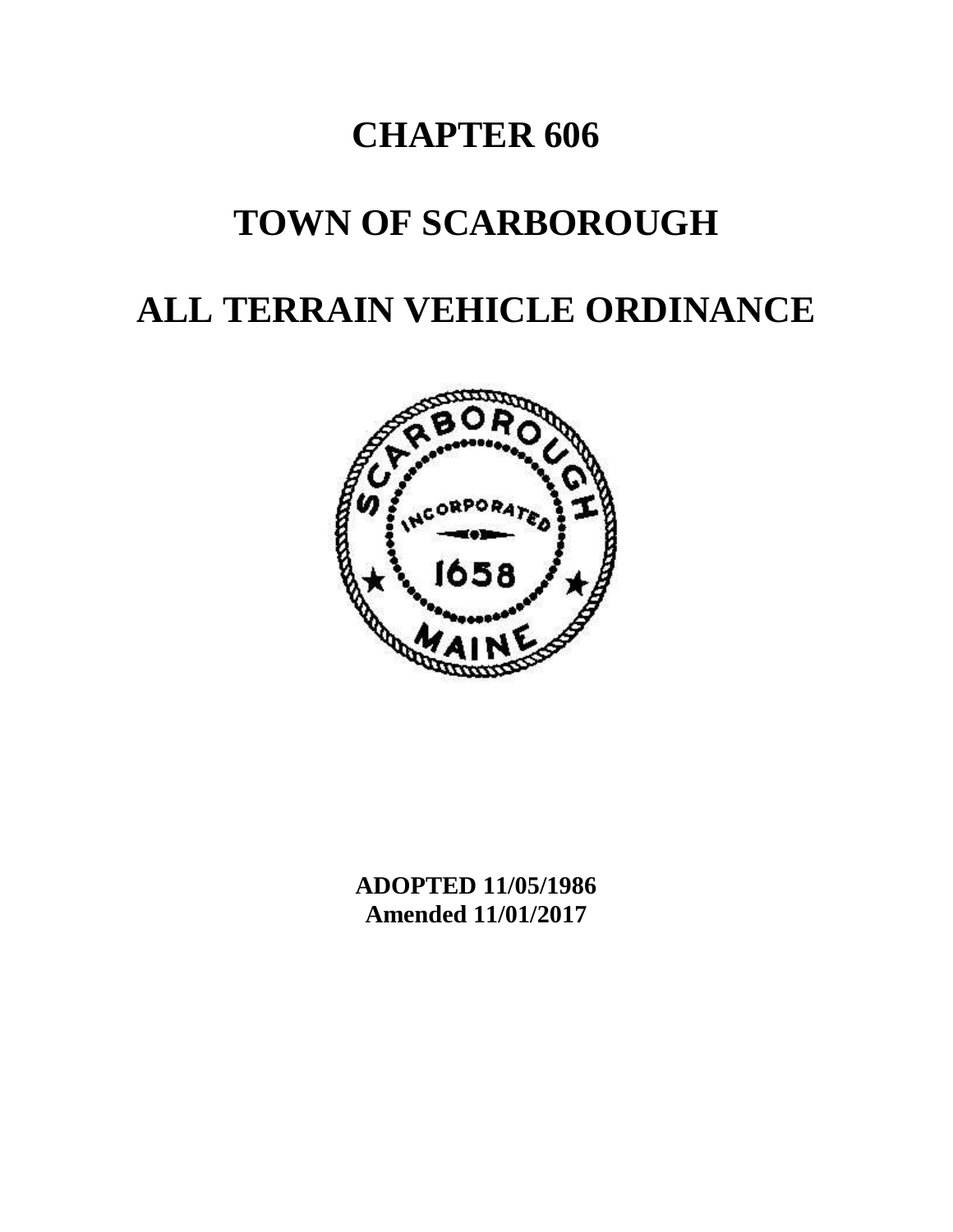# CHAPTER 606

# TOWN OF SCARBOROUGH

# ALL TERRAIN VEHICLE ORDINANCE

**ADOPTED 11/05/1986**
**Amended 11/01/2017**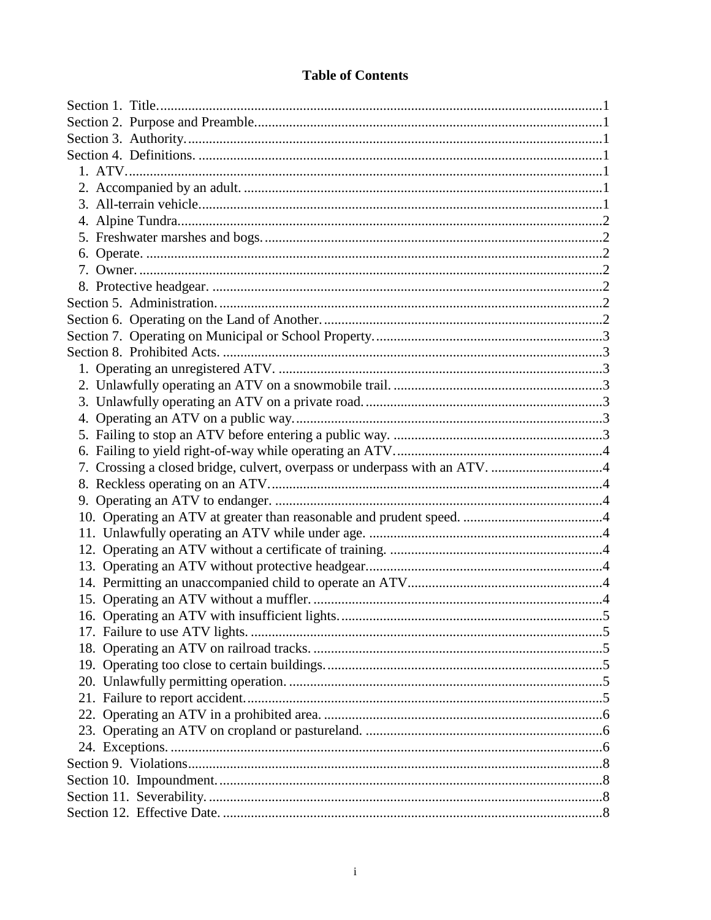# Table of Contents

Section 1. Title. ....................................................................................................................1
Section 2. Purpose and Preamble...................................................................................1
Section 3. Authority. ..........................................................................................................1
Section 4. Definitions. .......................................................................................................1
  1. ATV. ..............................................................................................................................1
  2. Accompanied by an adult. ........................................................................................1
  3. All-terrain vehicle. .....................................................................................................1
  4. Alpine Tundra. ...........................................................................................................2
  5. Freshwater marshes and bogs. ................................................................................2
  6. Operate. ......................................................................................................................2
  7. Owner. .........................................................................................................................2
  8. Protective headgear. .................................................................................................2
Section 5. Administration. ................................................................................................2
Section 6. Operating on the Land of Another. ..............................................................2
Section 7. Operating on Municipal or School Property. ...............................................3
Section 8. Prohibited Acts. ...............................................................................................3
  1. Operating an unregistered ATV. ...............................................................................3
  2. Unlawfully operating an ATV on a snowmobile trail. ............................................3
  3. Unlawfully operating an ATV on a private road. .....................................................3
  4. Operating an ATV on a public way. ..........................................................................3
  5. Failing to stop an ATV before entering a public way. ...........................................3
  6. Failing to yield right-of-way while operating an ATV. ...........................................4
  7. Crossing a closed bridge, culvert, overpass or underpass with an ATV. ..........4
  8. Reckless operating on an ATV. ................................................................................4
  9. Operating an ATV to endanger. ................................................................................4
  10. Operating an ATV at greater than reasonable and prudent speed. ....................4
  11. Unlawfully operating an ATV while under age. ....................................................4
  12. Operating an ATV without a certificate of training. ............................................4
  13. Operating an ATV without protective headgear. ..................................................4
  14. Permitting an unaccompanied child to operate an ATV. .....................................4
  15. Operating an ATV without a muffler. .....................................................................4
  16. Operating an ATV with insufficient lights. .............................................................5
  17. Failure to use ATV lights. ........................................................................................5
  18. Operating an ATV on railroad tracks. ....................................................................5
  19. Operating too close to certain buildings. .............................................................5
  20. Unlawfully permitting operation. ...........................................................................5
  21. Failure to report accident. .......................................................................................5
  22. Operating an ATV in a prohibited area. .................................................................6
  23. Operating an ATV on cropland or pastureland. ....................................................6
  24. Exceptions. ...............................................................................................................6
Section 9. Violations .........................................................................................................8
Section 10. Impoundment. .................................................................................................8
Section 11. Severability. ....................................................................................................8
Section 12. Effective Date. ................................................................................................8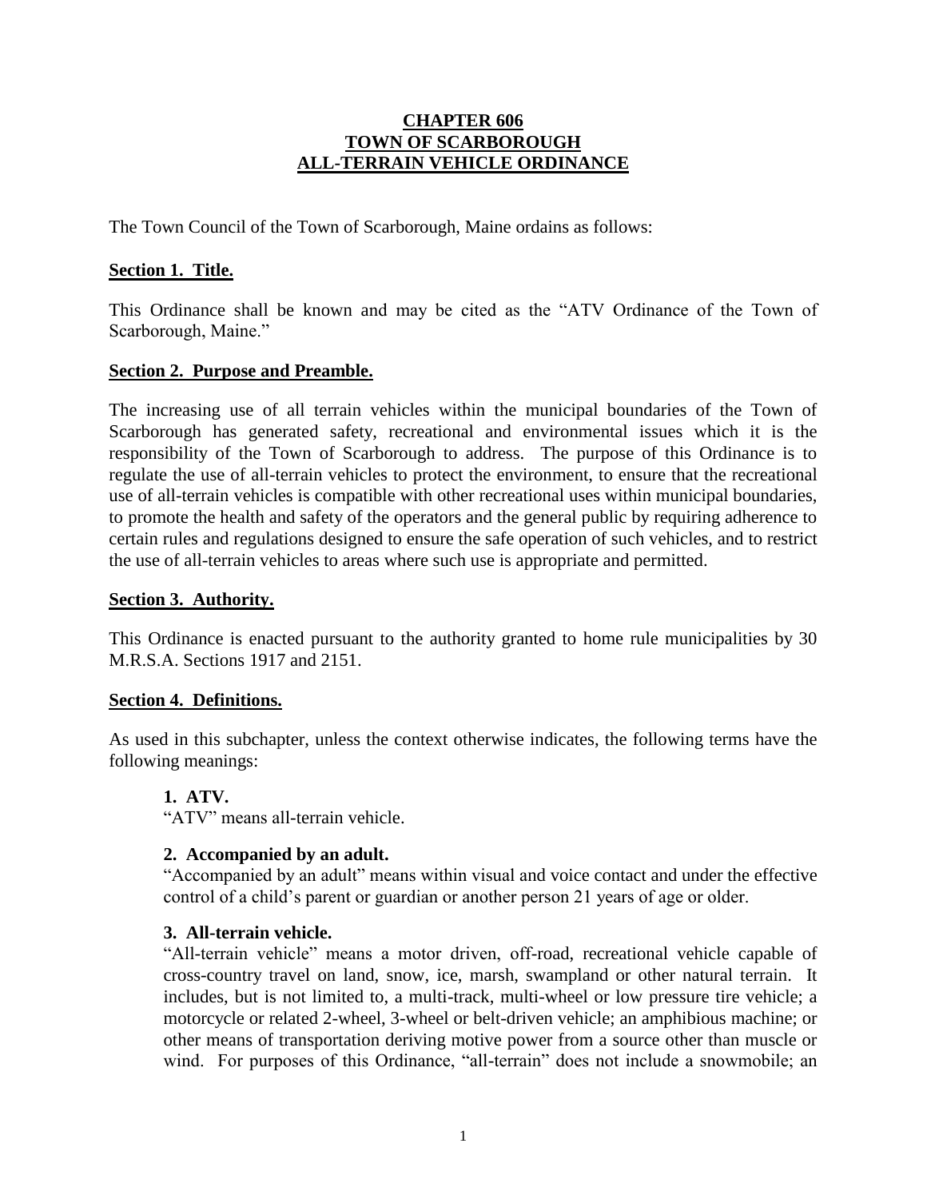# CHAPTER 606
# TOWN OF SCARBOROUGH
# ALL-TERRAIN VEHICLE ORDINANCE

The Town Council of the Town of Scarborough, Maine ordains as follows:

## Section 1. Title.

This Ordinance shall be known and may be cited as the "ATV Ordinance of the Town of Scarborough, Maine."

## Section 2. Purpose and Preamble.

The increasing use of all terrain vehicles within the municipal boundaries of the Town of Scarborough has generated safety, recreational and environmental issues which it is the responsibility of the Town of Scarborough to address. The purpose of this Ordinance is to regulate the use of all-terrain vehicles to protect the environment, to ensure that the recreational use of all-terrain vehicles is compatible with other recreational uses within municipal boundaries, to promote the health and safety of the operators and the general public by requiring adherence to certain rules and regulations designed to ensure the safe operation of such vehicles, and to restrict the use of all-terrain vehicles to areas where such use is appropriate and permitted.

## Section 3. Authority.

This Ordinance is enacted pursuant to the authority granted to home rule municipalities by 30 M.R.S.A. Sections 1917 and 2151.

## Section 4. Definitions.

As used in this subchapter, unless the context otherwise indicates, the following terms have the following meanings:

**1. ATV.**
"ATV" means all-terrain vehicle.

**2. Accompanied by an adult.**
"Accompanied by an adult" means within visual and voice contact and under the effective control of a child's parent or guardian or another person 21 years of age or older.

**3. All-terrain vehicle.**
"All-terrain vehicle" means a motor driven, off-road, recreational vehicle capable of cross-country travel on land, snow, ice, marsh, swampland or other natural terrain. It includes, but is not limited to, a multi-track, multi-wheel or low pressure tire vehicle; a motorcycle or related 2-wheel, 3-wheel or belt-driven vehicle; an amphibious machine; or other means of transportation deriving motive power from a source other than muscle or wind. For purposes of this Ordinance, "all-terrain" does not include a snowmobile; an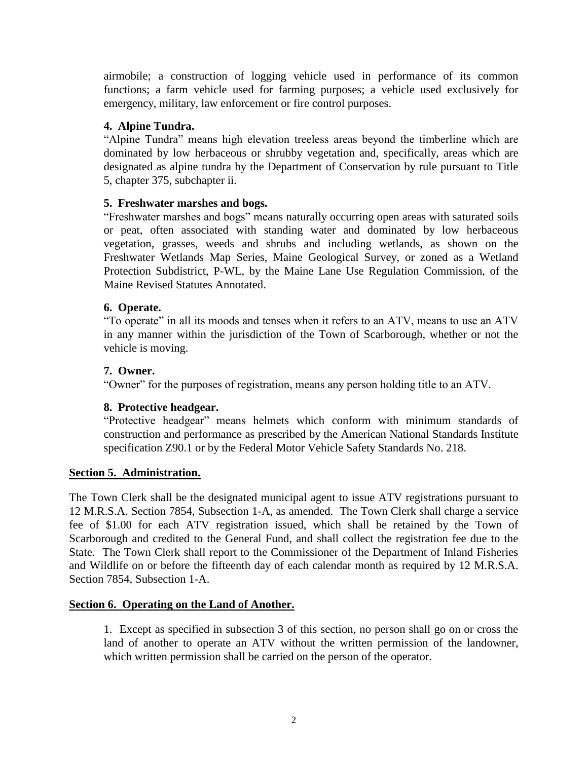airmobile; a construction of logging vehicle used in performance of its common functions; a farm vehicle used for farming purposes; a vehicle used exclusively for emergency, military, law enforcement or fire control purposes.

**4. Alpine Tundra.**
"Alpine Tundra" means high elevation treeless areas beyond the timberline which are dominated by low herbaceous or shrubby vegetation and, specifically, areas which are designated as alpine tundra by the Department of Conservation by rule pursuant to Title 5, chapter 375, subchapter ii.

**5. Freshwater marshes and bogs.**
"Freshwater marshes and bogs" means naturally occurring open areas with saturated soils or peat, often associated with standing water and dominated by low herbaceous vegetation, grasses, weeds and shrubs and including wetlands, as shown on the Freshwater Wetlands Map Series, Maine Geological Survey, or zoned as a Wetland Protection Subdistrict, P-WL, by the Maine Lane Use Regulation Commission, of the Maine Revised Statutes Annotated.

**6. Operate.**
"To operate" in all its moods and tenses when it refers to an ATV, means to use an ATV in any manner within the jurisdiction of the Town of Scarborough, whether or not the vehicle is moving.

**7. Owner.**
"Owner" for the purposes of registration, means any person holding title to an ATV.

**8. Protective headgear.**
"Protective headgear" means helmets which conform with minimum standards of construction and performance as prescribed by the American National Standards Institute specification Z90.1 or by the Federal Motor Vehicle Safety Standards No. 218.

**Section 5. Administration.**

The Town Clerk shall be the designated municipal agent to issue ATV registrations pursuant to 12 M.R.S.A. Section 7854, Subsection 1-A, as amended. The Town Clerk shall charge a service fee of $1.00 for each ATV registration issued, which shall be retained by the Town of Scarborough and credited to the General Fund, and shall collect the registration fee due to the State. The Town Clerk shall report to the Commissioner of the Department of Inland Fisheries and Wildlife on or before the fifteenth day of each calendar month as required by 12 M.R.S.A. Section 7854, Subsection 1-A.

**Section 6. Operating on the Land of Another.**

1. Except as specified in subsection 3 of this section, no person shall go on or cross the land of another to operate an ATV without the written permission of the landowner, which written permission shall be carried on the person of the operator.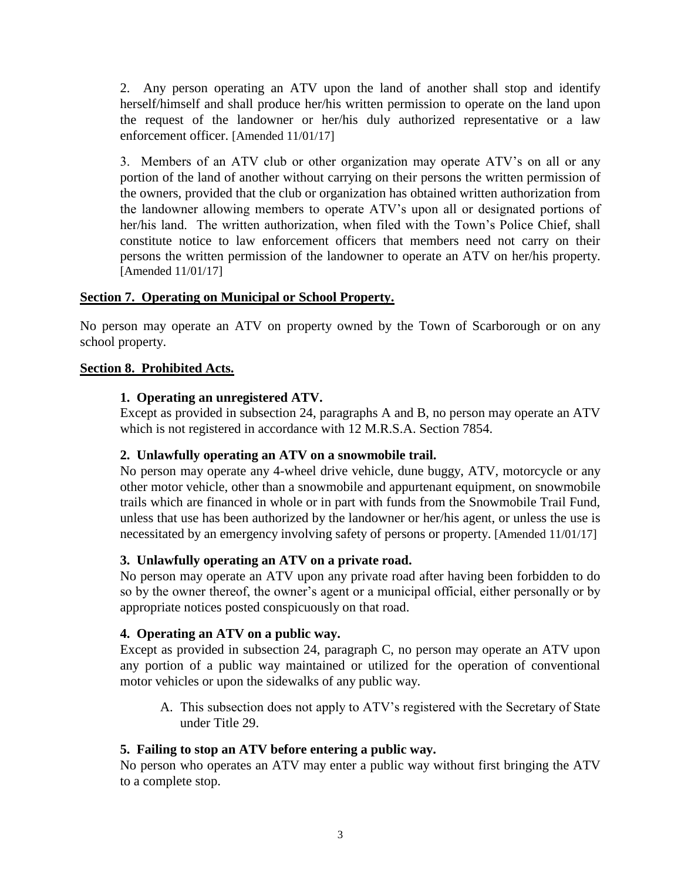2. Any person operating an ATV upon the land of another shall stop and identify herself/himself and shall produce her/his written permission to operate on the land upon the request of the landowner or her/his duly authorized representative or a law enforcement officer. [Amended 11/01/17]

3. Members of an ATV club or other organization may operate ATV's on all or any portion of the land of another without carrying on their persons the written permission of the owners, provided that the club or organization has obtained written authorization from the landowner allowing members to operate ATV's upon all or designated portions of her/his land. The written authorization, when filed with the Town's Police Chief, shall constitute notice to law enforcement officers that members need not carry on their persons the written permission of the landowner to operate an ATV on her/his property. [Amended 11/01/17]

## Section 7. Operating on Municipal or School Property.

No person may operate an ATV on property owned by the Town of Scarborough or on any school property.

## Section 8. Prohibited Acts.

**1. Operating an unregistered ATV.**

Except as provided in subsection 24, paragraphs A and B, no person may operate an ATV which is not registered in accordance with 12 M.R.S.A. Section 7854.

**2. Unlawfully operating an ATV on a snowmobile trail.**

No person may operate any 4-wheel drive vehicle, dune buggy, ATV, motorcycle or any other motor vehicle, other than a snowmobile and appurtenant equipment, on snowmobile trails which are financed in whole or in part with funds from the Snowmobile Trail Fund, unless that use has been authorized by the landowner or her/his agent, or unless the use is necessitated by an emergency involving safety of persons or property. [Amended 11/01/17]

**3. Unlawfully operating an ATV on a private road.**

No person may operate an ATV upon any private road after having been forbidden to do so by the owner thereof, the owner's agent or a municipal official, either personally or by appropriate notices posted conspicuously on that road.

**4. Operating an ATV on a public way.**

Except as provided in subsection 24, paragraph C, no person may operate an ATV upon any portion of a public way maintained or utilized for the operation of conventional motor vehicles or upon the sidewalks of any public way.

A. This subsection does not apply to ATV's registered with the Secretary of State under Title 29.

**5. Failing to stop an ATV before entering a public way.**

No person who operates an ATV may enter a public way without first bringing the ATV to a complete stop.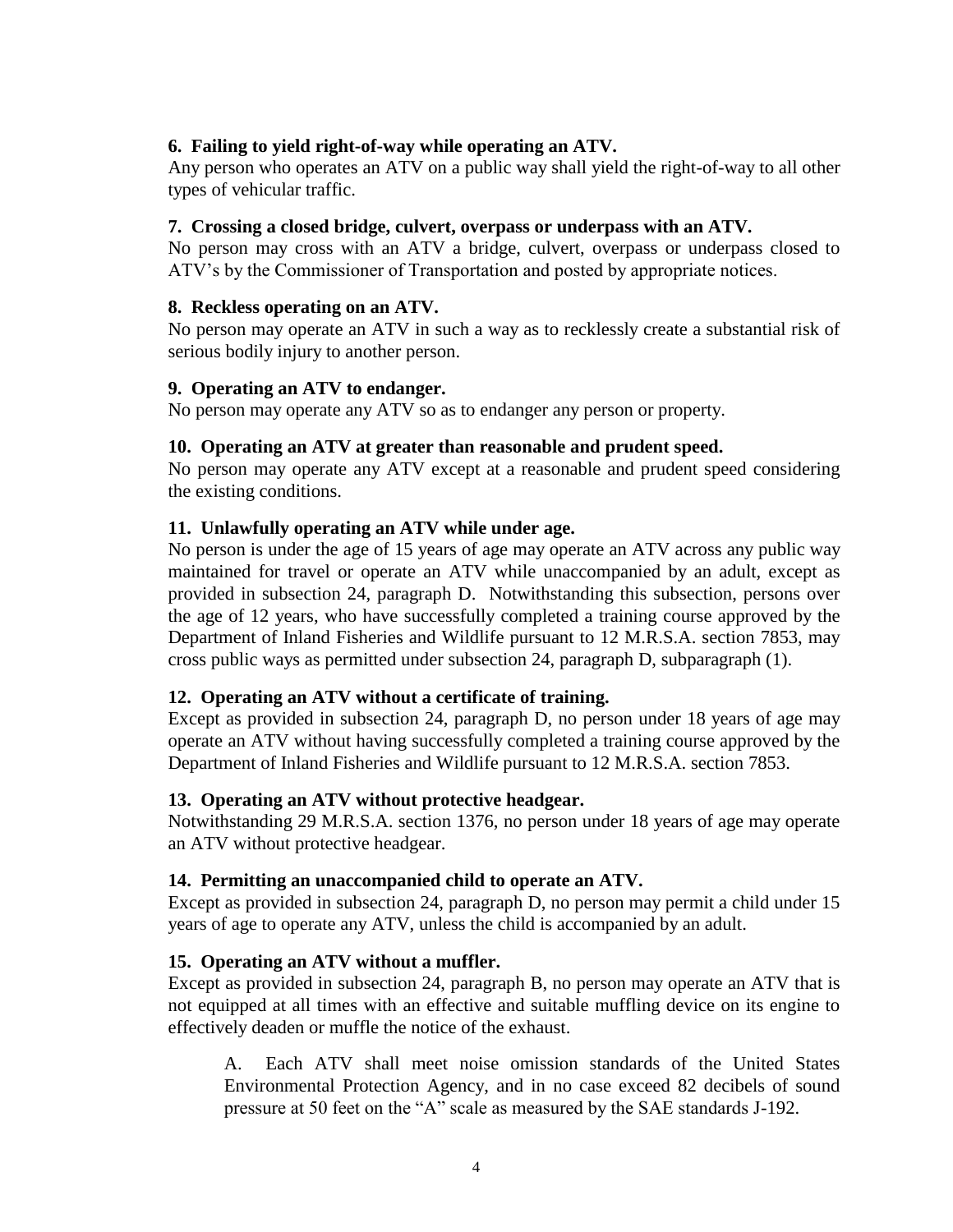**6. Failing to yield right-of-way while operating an ATV.**

Any person who operates an ATV on a public way shall yield the right-of-way to all other types of vehicular traffic.

**7. Crossing a closed bridge, culvert, overpass or underpass with an ATV.**

No person may cross with an ATV a bridge, culvert, overpass or underpass closed to ATV's by the Commissioner of Transportation and posted by appropriate notices.

**8. Reckless operating on an ATV.**

No person may operate an ATV in such a way as to recklessly create a substantial risk of serious bodily injury to another person.

**9. Operating an ATV to endanger.**

No person may operate any ATV so as to endanger any person or property.

**10. Operating an ATV at greater than reasonable and prudent speed.**

No person may operate any ATV except at a reasonable and prudent speed considering the existing conditions.

**11. Unlawfully operating an ATV while under age.**

No person is under the age of 15 years of age may operate an ATV across any public way maintained for travel or operate an ATV while unaccompanied by an adult, except as provided in subsection 24, paragraph D. Notwithstanding this subsection, persons over the age of 12 years, who have successfully completed a training course approved by the Department of Inland Fisheries and Wildlife pursuant to 12 M.R.S.A. section 7853, may cross public ways as permitted under subsection 24, paragraph D, subparagraph (1).

**12. Operating an ATV without a certificate of training.**

Except as provided in subsection 24, paragraph D, no person under 18 years of age may operate an ATV without having successfully completed a training course approved by the Department of Inland Fisheries and Wildlife pursuant to 12 M.R.S.A. section 7853.

**13. Operating an ATV without protective headgear.**

Notwithstanding 29 M.R.S.A. section 1376, no person under 18 years of age may operate an ATV without protective headgear.

**14. Permitting an unaccompanied child to operate an ATV.**

Except as provided in subsection 24, paragraph D, no person may permit a child under 15 years of age to operate any ATV, unless the child is accompanied by an adult.

**15. Operating an ATV without a muffler.**

Except as provided in subsection 24, paragraph B, no person may operate an ATV that is not equipped at all times with an effective and suitable muffling device on its engine to effectively deaden or muffle the notice of the exhaust.

> A. Each ATV shall meet noise omission standards of the United States Environmental Protection Agency, and in no case exceed 82 decibels of sound pressure at 50 feet on the "A" scale as measured by the SAE standards J-192.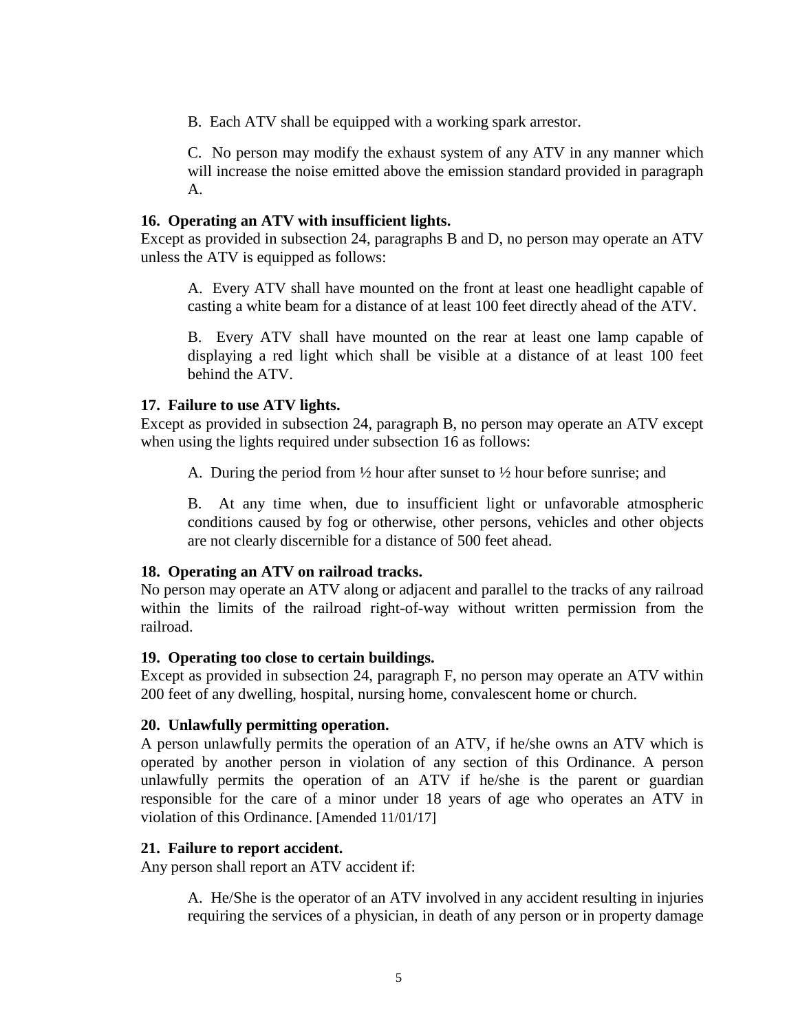B. Each ATV shall be equipped with a working spark arrestor.

C. No person may modify the exhaust system of any ATV in any manner which will increase the noise emitted above the emission standard provided in paragraph A.

**16. Operating an ATV with insufficient lights.**
Except as provided in subsection 24, paragraphs B and D, no person may operate an ATV unless the ATV is equipped as follows:

A. Every ATV shall have mounted on the front at least one headlight capable of casting a white beam for a distance of at least 100 feet directly ahead of the ATV.

B. Every ATV shall have mounted on the rear at least one lamp capable of displaying a red light which shall be visible at a distance of at least 100 feet behind the ATV.

**17. Failure to use ATV lights.**
Except as provided in subsection 24, paragraph B, no person may operate an ATV except when using the lights required under subsection 16 as follows:

A. During the period from ½ hour after sunset to ½ hour before sunrise; and

B. At any time when, due to insufficient light or unfavorable atmospheric conditions caused by fog or otherwise, other persons, vehicles and other objects are not clearly discernible for a distance of 500 feet ahead.

**18. Operating an ATV on railroad tracks.**
No person may operate an ATV along or adjacent and parallel to the tracks of any railroad within the limits of the railroad right-of-way without written permission from the railroad.

**19. Operating too close to certain buildings.**
Except as provided in subsection 24, paragraph F, no person may operate an ATV within 200 feet of any dwelling, hospital, nursing home, convalescent home or church.

**20. Unlawfully permitting operation.**
A person unlawfully permits the operation of an ATV, if he/she owns an ATV which is operated by another person in violation of any section of this Ordinance. A person unlawfully permits the operation of an ATV if he/she is the parent or guardian responsible for the care of a minor under 18 years of age who operates an ATV in violation of this Ordinance. [Amended 11/01/17]

**21. Failure to report accident.**
Any person shall report an ATV accident if:

A. He/She is the operator of an ATV involved in any accident resulting in injuries requiring the services of a physician, in death of any person or in property damage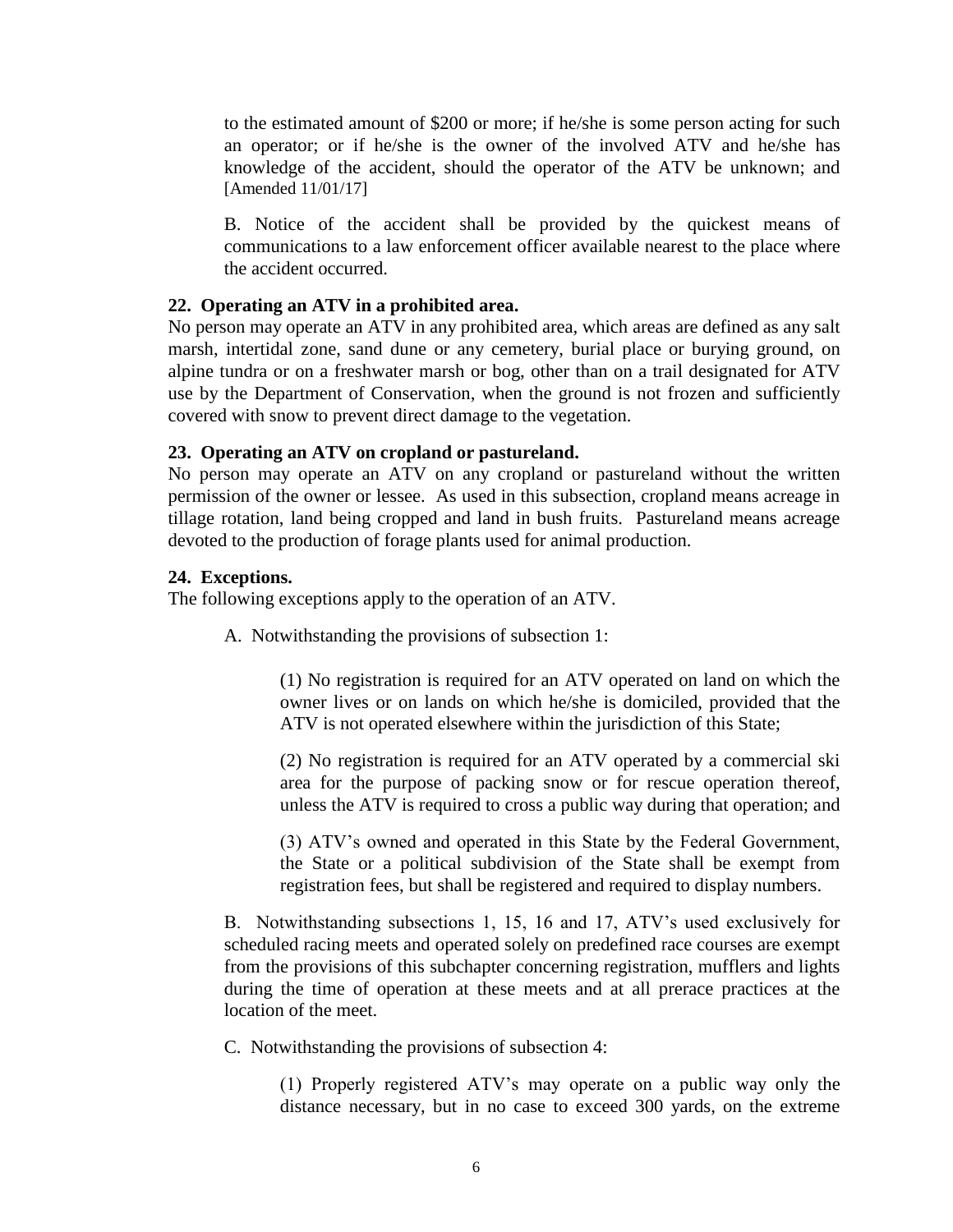to the estimated amount of $200 or more; if he/she is some person acting for such an operator; or if he/she is the owner of the involved ATV and he/she has knowledge of the accident, should the operator of the ATV be unknown; and [Amended 11/01/17]

B. Notice of the accident shall be provided by the quickest means of communications to a law enforcement officer available nearest to the place where the accident occurred.

**22. Operating an ATV in a prohibited area.**
No person may operate an ATV in any prohibited area, which areas are defined as any salt marsh, intertidal zone, sand dune or any cemetery, burial place or burying ground, on alpine tundra or on a freshwater marsh or bog, other than on a trail designated for ATV use by the Department of Conservation, when the ground is not frozen and sufficiently covered with snow to prevent direct damage to the vegetation.

**23. Operating an ATV on cropland or pastureland.**
No person may operate an ATV on any cropland or pastureland without the written permission of the owner or lessee. As used in this subsection, cropland means acreage in tillage rotation, land being cropped and land in bush fruits. Pastureland means acreage devoted to the production of forage plants used for animal production.

**24. Exceptions.**
The following exceptions apply to the operation of an ATV.

A. Notwithstanding the provisions of subsection 1:

(1) No registration is required for an ATV operated on land on which the owner lives or on lands on which he/she is domiciled, provided that the ATV is not operated elsewhere within the jurisdiction of this State;

(2) No registration is required for an ATV operated by a commercial ski area for the purpose of packing snow or for rescue operation thereof, unless the ATV is required to cross a public way during that operation; and

(3) ATV's owned and operated in this State by the Federal Government, the State or a political subdivision of the State shall be exempt from registration fees, but shall be registered and required to display numbers.

B. Notwithstanding subsections 1, 15, 16 and 17, ATV's used exclusively for scheduled racing meets and operated solely on predefined race courses are exempt from the provisions of this subchapter concerning registration, mufflers and lights during the time of operation at these meets and at all prerace practices at the location of the meet.

C. Notwithstanding the provisions of subsection 4:

(1) Properly registered ATV's may operate on a public way only the distance necessary, but in no case to exceed 300 yards, on the extreme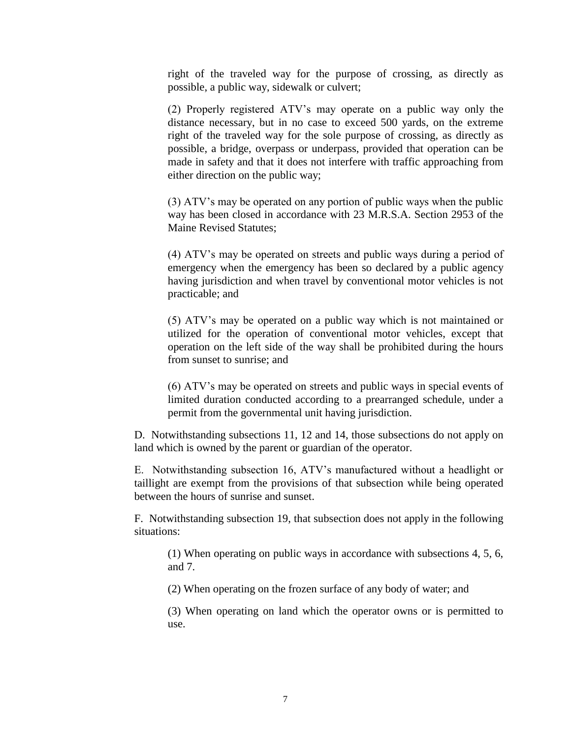right of the traveled way for the purpose of crossing, as directly as possible, a public way, sidewalk or culvert;

(2) Properly registered ATV's may operate on a public way only the distance necessary, but in no case to exceed 500 yards, on the extreme right of the traveled way for the sole purpose of crossing, as directly as possible, a bridge, overpass or underpass, provided that operation can be made in safety and that it does not interfere with traffic approaching from either direction on the public way;

(3) ATV's may be operated on any portion of public ways when the public way has been closed in accordance with 23 M.R.S.A. Section 2953 of the Maine Revised Statutes;

(4) ATV's may be operated on streets and public ways during a period of emergency when the emergency has been so declared by a public agency having jurisdiction and when travel by conventional motor vehicles is not practicable; and

(5) ATV's may be operated on a public way which is not maintained or utilized for the operation of conventional motor vehicles, except that operation on the left side of the way shall be prohibited during the hours from sunset to sunrise; and

(6) ATV's may be operated on streets and public ways in special events of limited duration conducted according to a prearranged schedule, under a permit from the governmental unit having jurisdiction.

D. Notwithstanding subsections 11, 12 and 14, those subsections do not apply on land which is owned by the parent or guardian of the operator.

E. Notwithstanding subsection 16, ATV's manufactured without a headlight or taillight are exempt from the provisions of that subsection while being operated between the hours of sunrise and sunset.

F. Notwithstanding subsection 19, that subsection does not apply in the following situations:

(1) When operating on public ways in accordance with subsections 4, 5, 6, and 7.

(2) When operating on the frozen surface of any body of water; and

(3) When operating on land which the operator owns or is permitted to use.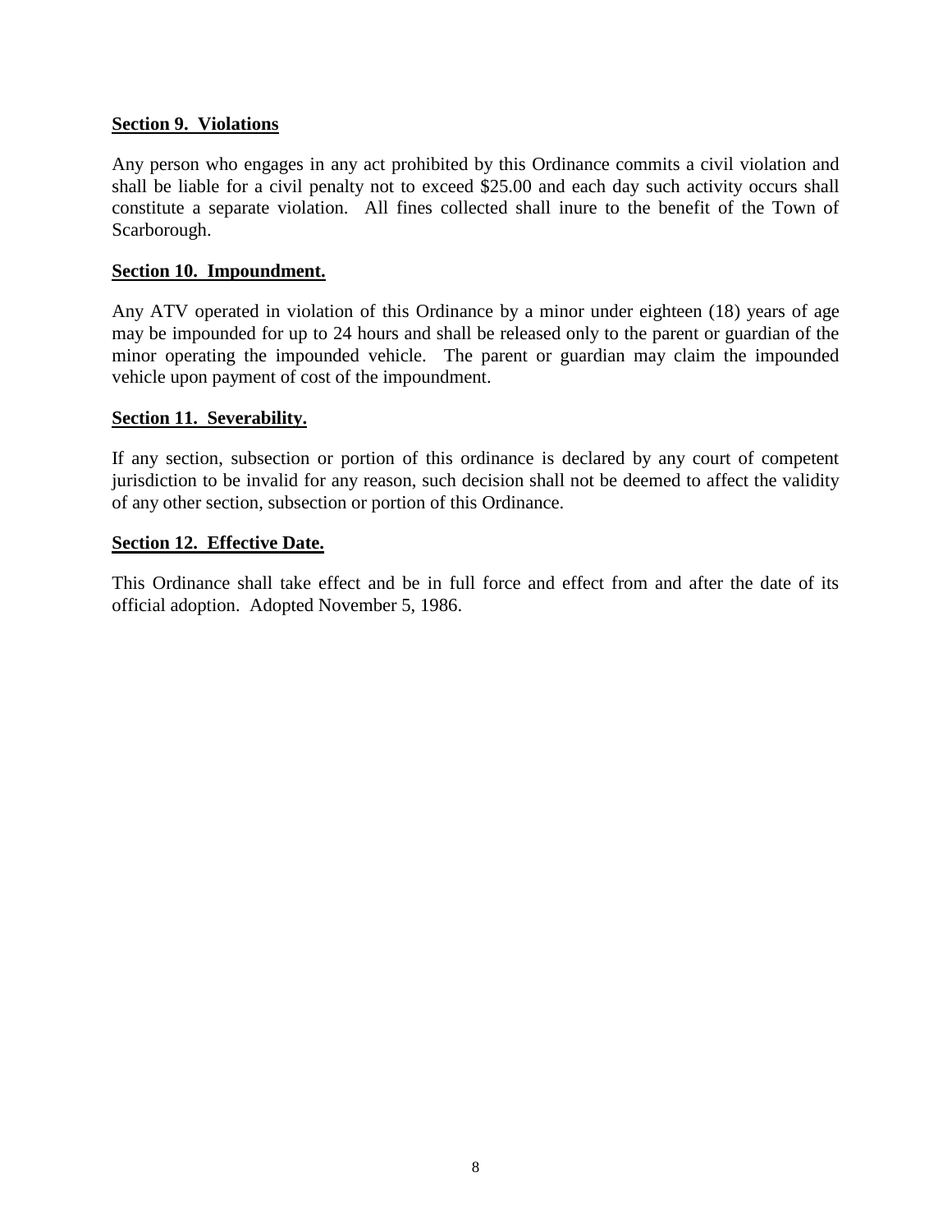## Section 9. Violations

Any person who engages in any act prohibited by this Ordinance commits a civil violation and shall be liable for a civil penalty not to exceed $25.00 and each day such activity occurs shall constitute a separate violation. All fines collected shall inure to the benefit of the Town of Scarborough.

## Section 10. Impoundment.

Any ATV operated in violation of this Ordinance by a minor under eighteen (18) years of age may be impounded for up to 24 hours and shall be released only to the parent or guardian of the minor operating the impounded vehicle. The parent or guardian may claim the impounded vehicle upon payment of cost of the impoundment.

## Section 11. Severability.

If any section, subsection or portion of this ordinance is declared by any court of competent jurisdiction to be invalid for any reason, such decision shall not be deemed to affect the validity of any other section, subsection or portion of this Ordinance.

## Section 12. Effective Date.

This Ordinance shall take effect and be in full force and effect from and after the date of its official adoption. Adopted November 5, 1986.